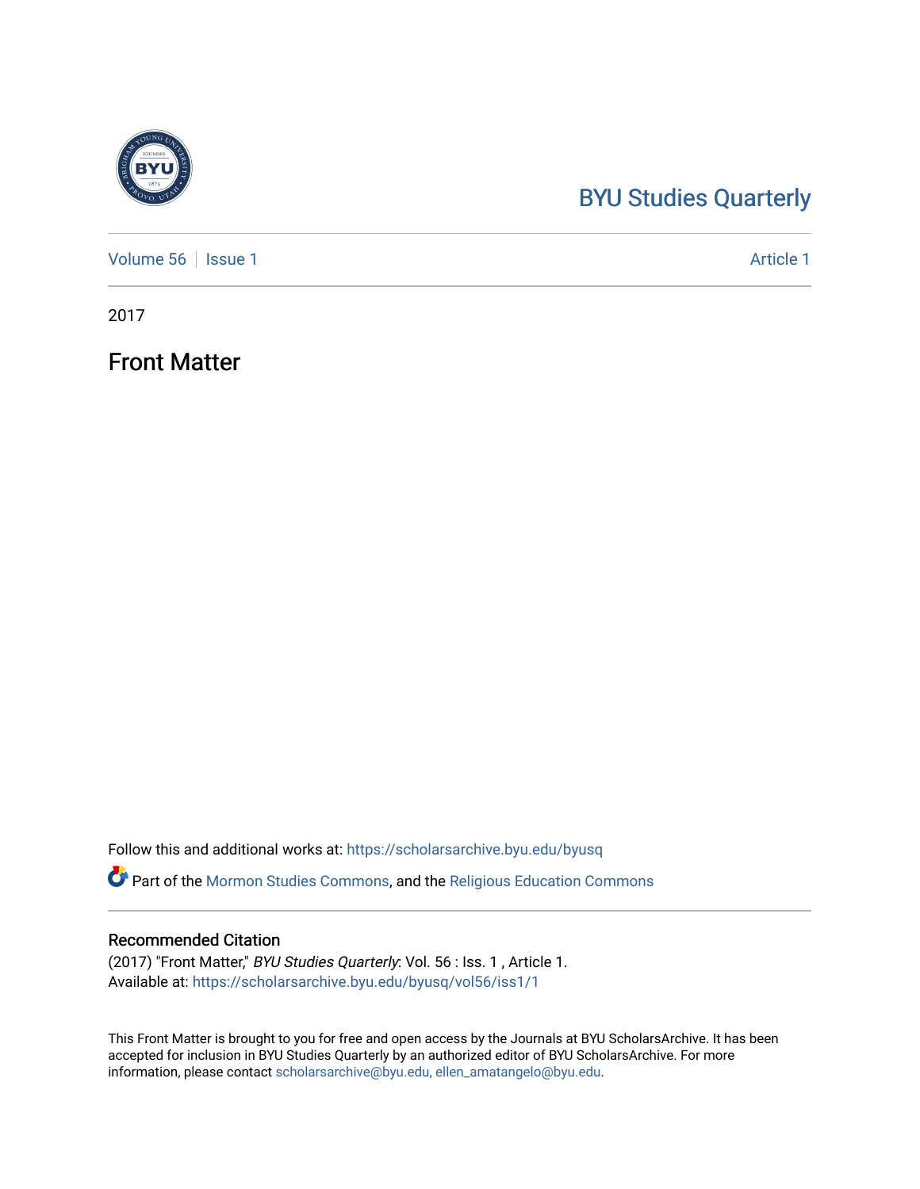# BYU Studies Quarterly

Volume 56 | Issue 1 Article 1

2017

## Front Matter

Follow this and additional works at: https://scholarsarchive.byu.edu/byusq

Part of the Mormon Studies Commons, and the Religious Education Commons

### Recommended Citation

(2017) "Front Matter," *BYU Studies Quarterly*: Vol. 56 : Iss. 1 , Article 1.
Available at: https://scholarsarchive.byu.edu/byusq/vol56/iss1/1

This Front Matter is brought to you for free and open access by the Journals at BYU ScholarsArchive. It has been accepted for inclusion in BYU Studies Quarterly by an authorized editor of BYU ScholarsArchive. For more information, please contact scholarsarchive@byu.edu, ellen_amatangelo@byu.edu.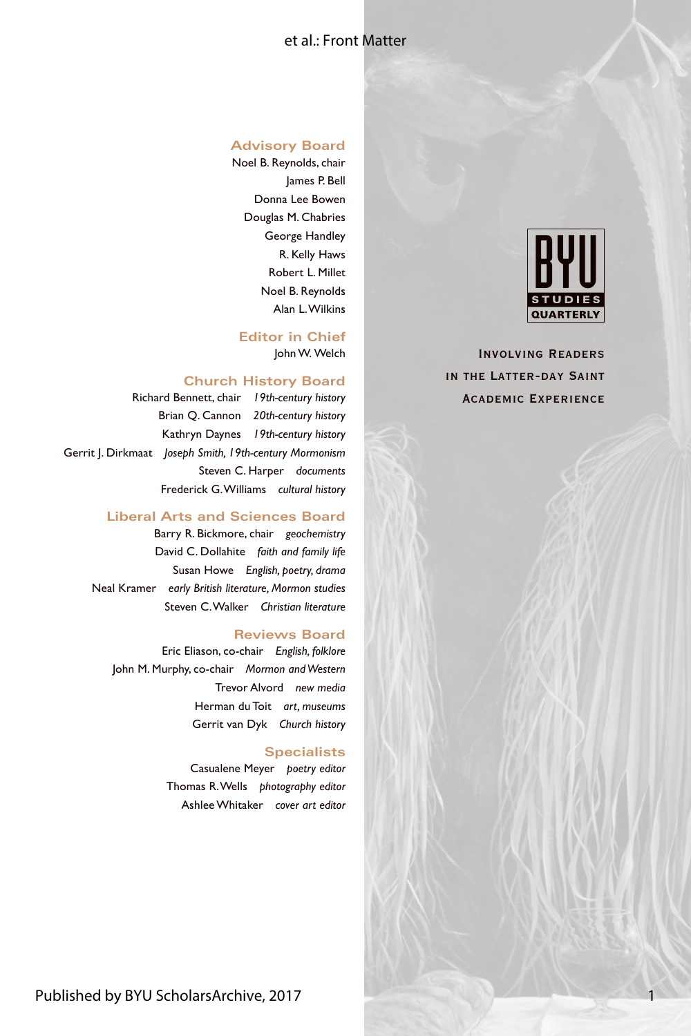## Advisory Board

Noel B. Reynolds, chair
James P. Bell
Donna Lee Bowen
Douglas M. Chabries
George Handley
R. Kelly Haws
Robert L. Millet
Noel B. Reynolds
Alan L. Wilkins

## Editor in Chief

John W. Welch

## Church History Board

Richard Bennett, chair *19th-century history*
Brian Q. Cannon *20th-century history*
Kathryn Daynes *19th-century history*
Gerrit J. Dirkmaat *Joseph Smith, 19th-century Mormonism*
Steven C. Harper *documents*
Frederick G. Williams *cultural history*

## Liberal Arts and Sciences Board

Barry R. Bickmore, chair *geochemistry*
David C. Dollahite *faith and family life*
Susan Howe *English, poetry, drama*
Neal Kramer *early British literature, Mormon studies*
Steven C. Walker *Christian literature*

## Reviews Board

Eric Eliason, co-chair *English, folklore*
John M. Murphy, co-chair *Mormon and Western*
Trevor Alvord *new media*
Herman du Toit *art, museums*
Gerrit van Dyk *Church history*

## Specialists

Casualene Meyer *poetry editor*
Thomas R. Wells *photography editor*
Ashlee Whitaker *cover art editor*

BYU STUDIES QUARTERLY

INVOLVING READERS
IN THE LATTER-DAY SAINT
ACADEMIC EXPERIENCE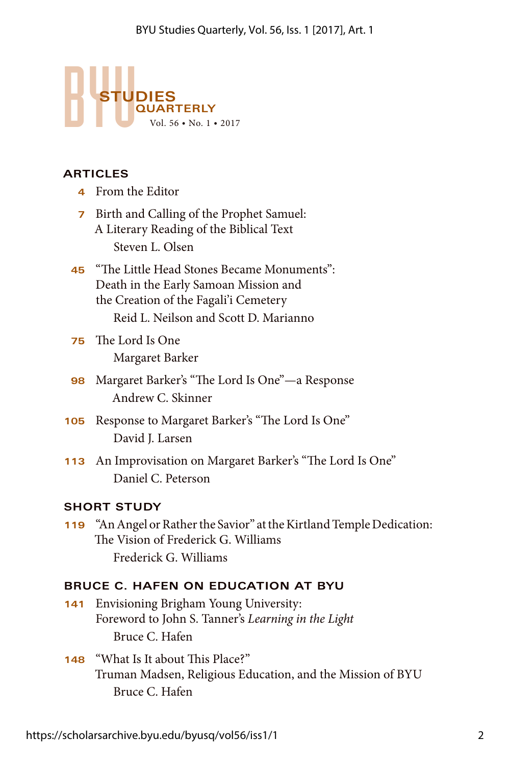# BYU STUDIES QUARTERLY

Vol. 56 • No. 1 • 2017

## ARTICLES

**4** From the Editor

**7** Birth and Calling of the Prophet Samuel: A Literary Reading of the Biblical Text
Steven L. Olsen

**45** "The Little Head Stones Became Monuments": Death in the Early Samoan Mission and the Creation of the Fagali'i Cemetery
Reid L. Neilson and Scott D. Marianno

**75** The Lord Is One
Margaret Barker

**98** Margaret Barker's "The Lord Is One"—a Response
Andrew C. Skinner

**105** Response to Margaret Barker's "The Lord Is One"
David J. Larsen

**113** An Improvisation on Margaret Barker's "The Lord Is One"
Daniel C. Peterson

## SHORT STUDY

**119** "An Angel or Rather the Savior" at the Kirtland Temple Dedication: The Vision of Frederick G. Williams
Frederick G. Williams

## BRUCE C. HAFEN ON EDUCATION AT BYU

**141** Envisioning Brigham Young University: Foreword to John S. Tanner's *Learning in the Light*
Bruce C. Hafen

**148** "What Is It about This Place?" Truman Madsen, Religious Education, and the Mission of BYU
Bruce C. Hafen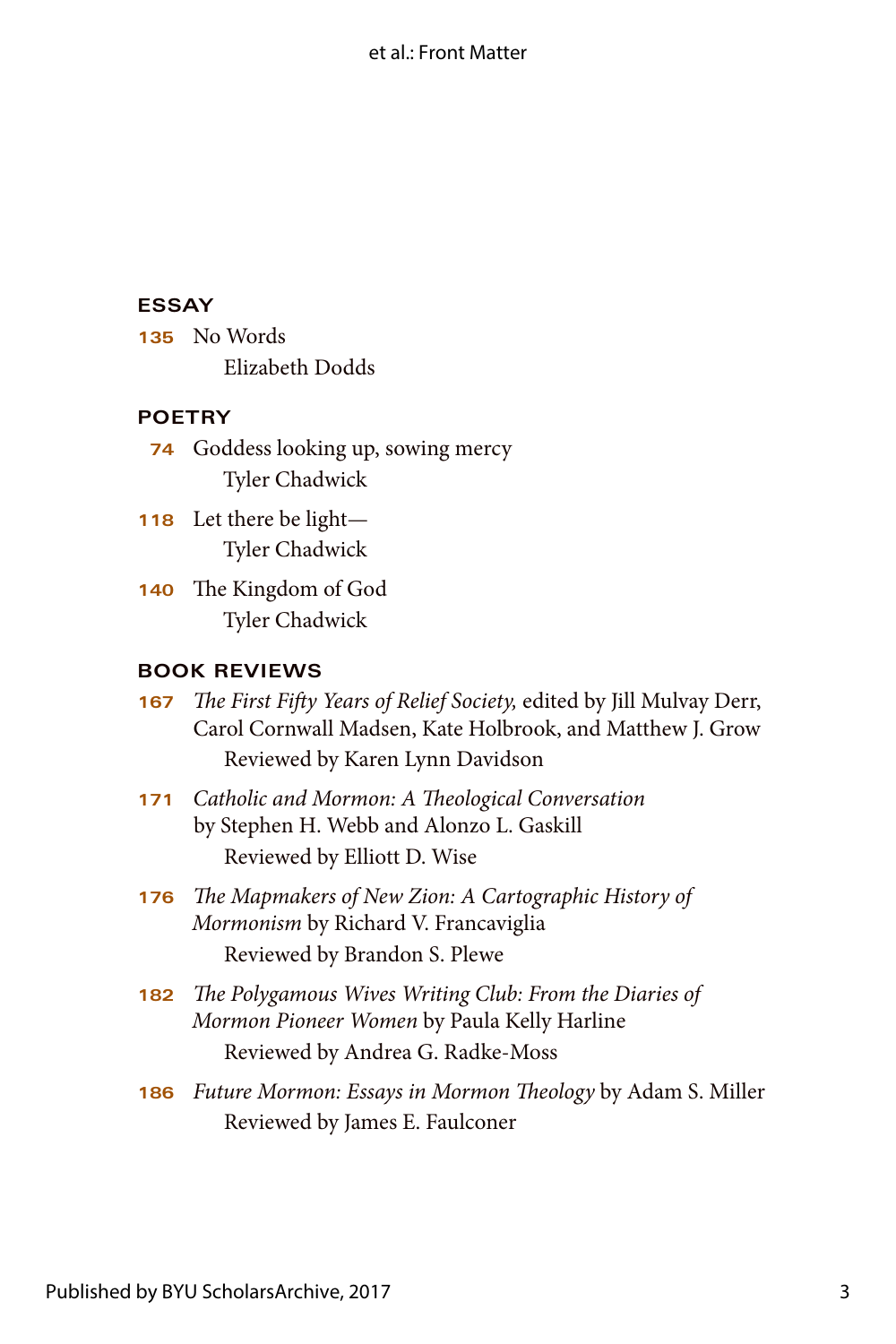## ESSAY

**135** No Words
Elizabeth Dodds

## POETRY

**74** Goddess looking up, sowing mercy
Tyler Chadwick

**118** Let there be light—
Tyler Chadwick

**140** The Kingdom of God
Tyler Chadwick

## BOOK REVIEWS

**167** *The First Fifty Years of Relief Society,* edited by Jill Mulvay Derr, Carol Cornwall Madsen, Kate Holbrook, and Matthew J. Grow
Reviewed by Karen Lynn Davidson

**171** *Catholic and Mormon: A Theological Conversation* by Stephen H. Webb and Alonzo L. Gaskill
Reviewed by Elliott D. Wise

**176** *The Mapmakers of New Zion: A Cartographic History of Mormonism* by Richard V. Francaviglia
Reviewed by Brandon S. Plewe

**182** *The Polygamous Wives Writing Club: From the Diaries of Mormon Pioneer Women* by Paula Kelly Harline
Reviewed by Andrea G. Radke-Moss

**186** *Future Mormon: Essays in Mormon Theology* by Adam S. Miller
Reviewed by James E. Faulconer